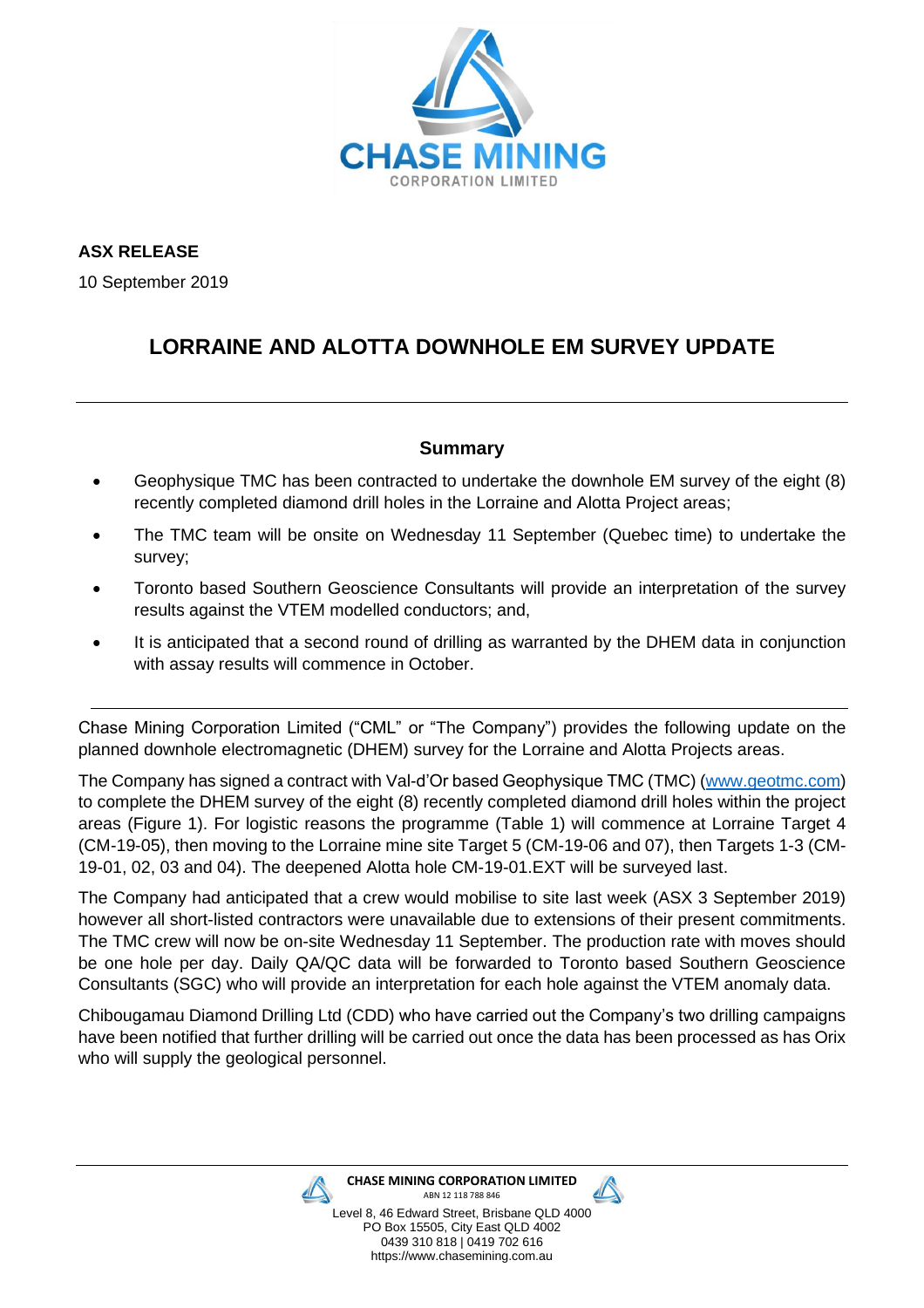**ASX RELEASE**

10 September 2019

# LORRAINE AND ALOTTA DOWNHOLE EM SURVEY UPDATE

## Summary

- Geophysique TMC has been contracted to undertake the downhole EM survey of the eight (8) recently completed diamond drill holes in the Lorraine and Alotta Project areas;
- The TMC team will be onsite on Wednesday 11 September (Quebec time) to undertake the survey;
- Toronto based Southern Geoscience Consultants will provide an interpretation of the survey results against the VTEM modelled conductors; and,
- It is anticipated that a second round of drilling as warranted by the DHEM data in conjunction with assay results will commence in October.

Chase Mining Corporation Limited ("CML" or "The Company") provides the following update on the planned downhole electromagnetic (DHEM) survey for the Lorraine and Alotta Projects areas.

The Company has signed a contract with Val-d'Or based Geophysique TMC (TMC) (www.geotmc.com) to complete the DHEM survey of the eight (8) recently completed diamond drill holes within the project areas (Figure 1). For logistic reasons the programme (Table 1) will commence at Lorraine Target 4 (CM-19-05), then moving to the Lorraine mine site Target 5 (CM-19-06 and 07), then Targets 1-3 (CM-19-01, 02, 03 and 04). The deepened Alotta hole CM-19-01.EXT will be surveyed last.

The Company had anticipated that a crew would mobilise to site last week (ASX 3 September 2019) however all short-listed contractors were unavailable due to extensions of their present commitments. The TMC crew will now be on-site Wednesday 11 September. The production rate with moves should be one hole per day. Daily QA/QC data will be forwarded to Toronto based Southern Geoscience Consultants (SGC) who will provide an interpretation for each hole against the VTEM anomaly data.

Chibougamau Diamond Drilling Ltd (CDD) who have carried out the Company's two drilling campaigns have been notified that further drilling will be carried out once the data has been processed as has Orix who will supply the geological personnel.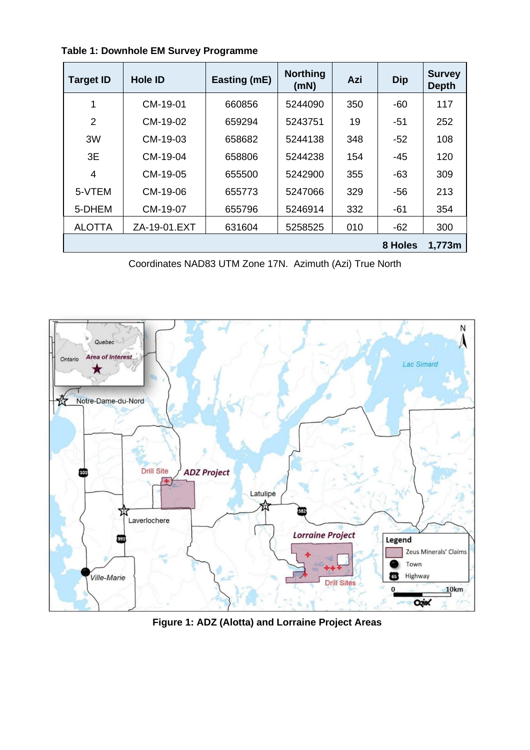**Table 1: Downhole EM Survey Programme**

| Target ID | Hole ID | Easting (mE) | Northing (mN) | Azi | Dip | Survey Depth |
|---|---|---|---|---|---|---|
| 1 | CM-19-01 | 660856 | 5244090 | 350 | -60 | 117 |
| 2 | CM-19-02 | 659294 | 5243751 | 19 | -51 | 252 |
| 3W | CM-19-03 | 658682 | 5244138 | 348 | -52 | 108 |
| 3E | CM-19-04 | 658806 | 5244238 | 154 | -45 | 120 |
| 4 | CM-19-05 | 655500 | 5242900 | 355 | -63 | 309 |
| 5-VTEM | CM-19-06 | 655773 | 5247066 | 329 | -56 | 213 |
| 5-DHEM | CM-19-07 | 655796 | 5246914 | 332 | -61 | 354 |
| ALOTTA | ZA-19-01.EXT | 631604 | 5258525 | 010 | -62 | 300 |
| | | | | | **8 Holes** | **1,773m** |

Coordinates NAD83 UTM Zone 17N. Azimuth (Azi) True North

**Figure 1: ADZ (Alotta) and Lorraine Project Areas**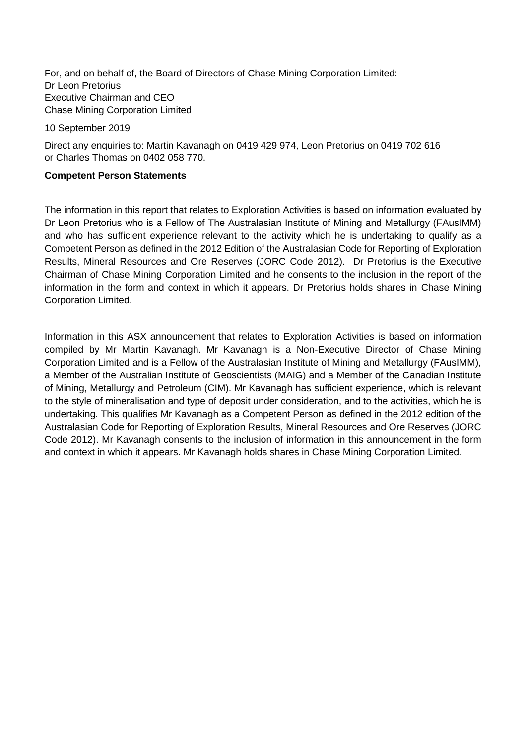For, and on behalf of, the Board of Directors of Chase Mining Corporation Limited:
Dr Leon Pretorius
Executive Chairman and CEO
Chase Mining Corporation Limited

10 September 2019

Direct any enquiries to: Martin Kavanagh on 0419 429 974, Leon Pretorius on 0419 702 616 or Charles Thomas on 0402 058 770.

**Competent Person Statements**

The information in this report that relates to Exploration Activities is based on information evaluated by Dr Leon Pretorius who is a Fellow of The Australasian Institute of Mining and Metallurgy (FAusIMM) and who has sufficient experience relevant to the activity which he is undertaking to qualify as a Competent Person as defined in the 2012 Edition of the Australasian Code for Reporting of Exploration Results, Mineral Resources and Ore Reserves (JORC Code 2012). Dr Pretorius is the Executive Chairman of Chase Mining Corporation Limited and he consents to the inclusion in the report of the information in the form and context in which it appears. Dr Pretorius holds shares in Chase Mining Corporation Limited.

Information in this ASX announcement that relates to Exploration Activities is based on information compiled by Mr Martin Kavanagh. Mr Kavanagh is a Non-Executive Director of Chase Mining Corporation Limited and is a Fellow of the Australasian Institute of Mining and Metallurgy (FAusIMM), a Member of the Australian Institute of Geoscientists (MAIG) and a Member of the Canadian Institute of Mining, Metallurgy and Petroleum (CIM). Mr Kavanagh has sufficient experience, which is relevant to the style of mineralisation and type of deposit under consideration, and to the activities, which he is undertaking. This qualifies Mr Kavanagh as a Competent Person as defined in the 2012 edition of the Australasian Code for Reporting of Exploration Results, Mineral Resources and Ore Reserves (JORC Code 2012). Mr Kavanagh consents to the inclusion of information in this announcement in the form and context in which it appears. Mr Kavanagh holds shares in Chase Mining Corporation Limited.